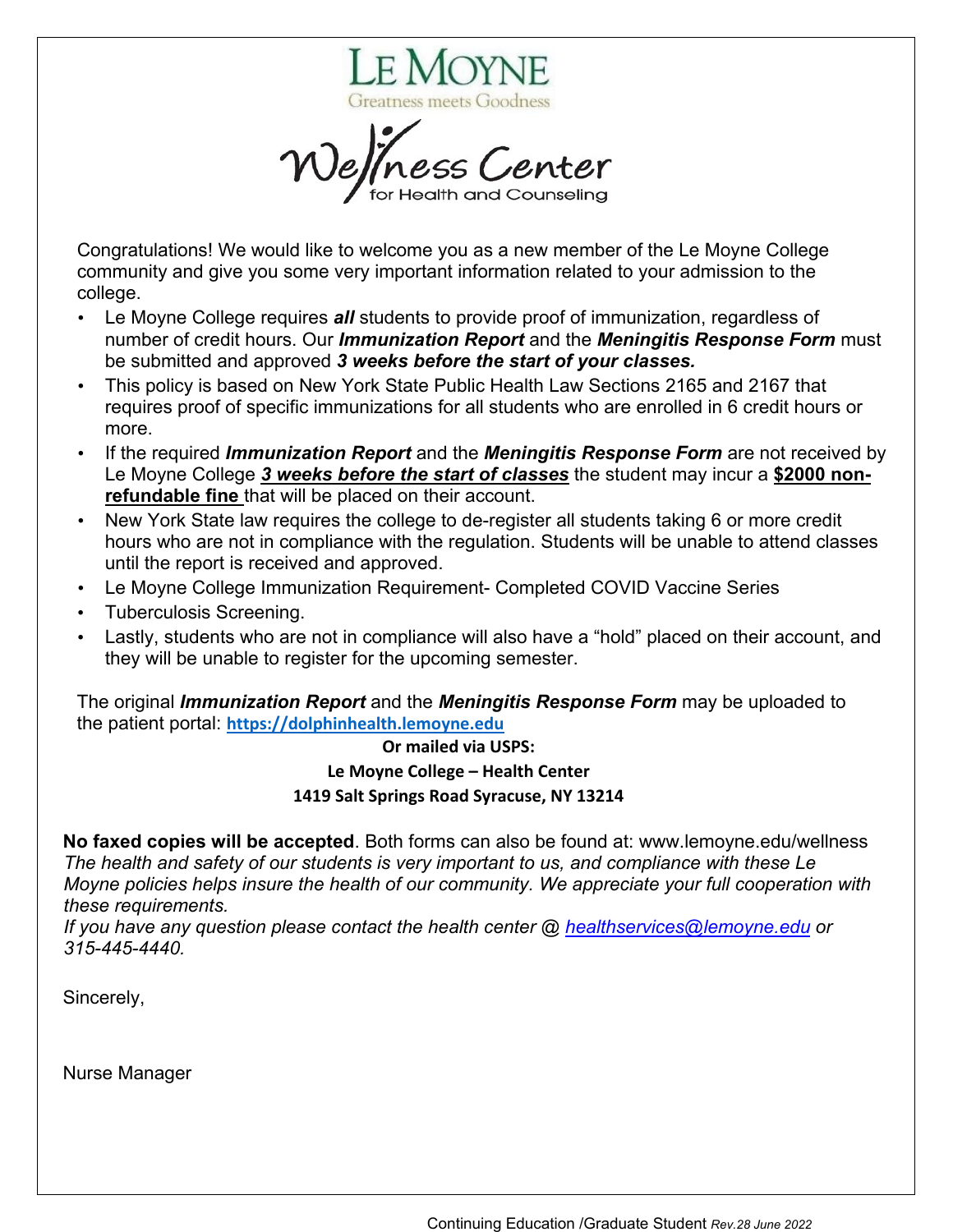# LE MOYNE

Greatness meets Goodness

## Wellness Center

for Health and Counseling

Congratulations! We would like to welcome you as a new member of the Le Moyne College community and give you some very important information related to your admission to the college.

- Le Moyne College requires ***all*** students to provide proof of immunization, regardless of number of credit hours. Our ***Immunization Report*** and the ***Meningitis Response Form*** must be submitted and approved ***3 weeks before the start of your classes.***
- This policy is based on New York State Public Health Law Sections 2165 and 2167 that requires proof of specific immunizations for all students who are enrolled in 6 credit hours or more.
- If the required ***Immunization Report*** and the ***Meningitis Response Form*** are not received by Le Moyne College ***3 weeks before the start of classes*** the student may incur a **$2000 non-refundable fine** that will be placed on their account.
- New York State law requires the college to de-register all students taking 6 or more credit hours who are not in compliance with the regulation. Students will be unable to attend classes until the report is received and approved.
- Le Moyne College Immunization Requirement- Completed COVID Vaccine Series
- Tuberculosis Screening.
- Lastly, students who are not in compliance will also have a "hold" placed on their account, and they will be unable to register for the upcoming semester.

The original ***Immunization Report*** and the ***Meningitis Response Form*** may be uploaded to the patient portal: **https://dolphinhealth.lemoyne.edu**

**Or mailed via USPS:**

**Le Moyne College – Health Center**

**1419 Salt Springs Road Syracuse, NY 13214**

**No faxed copies will be accepted**. Both forms can also be found at: www.lemoyne.edu/wellness

*The health and safety of our students is very important to us, and compliance with these Le Moyne policies helps insure the health of our community. We appreciate your full cooperation with these requirements.*

*If you have any question please contact the health center @ healthservices@lemoyne.edu or 315-445-4440.*

Sincerely,

Nurse Manager

Continuing Education /Graduate Student *Rev.28 June 2022*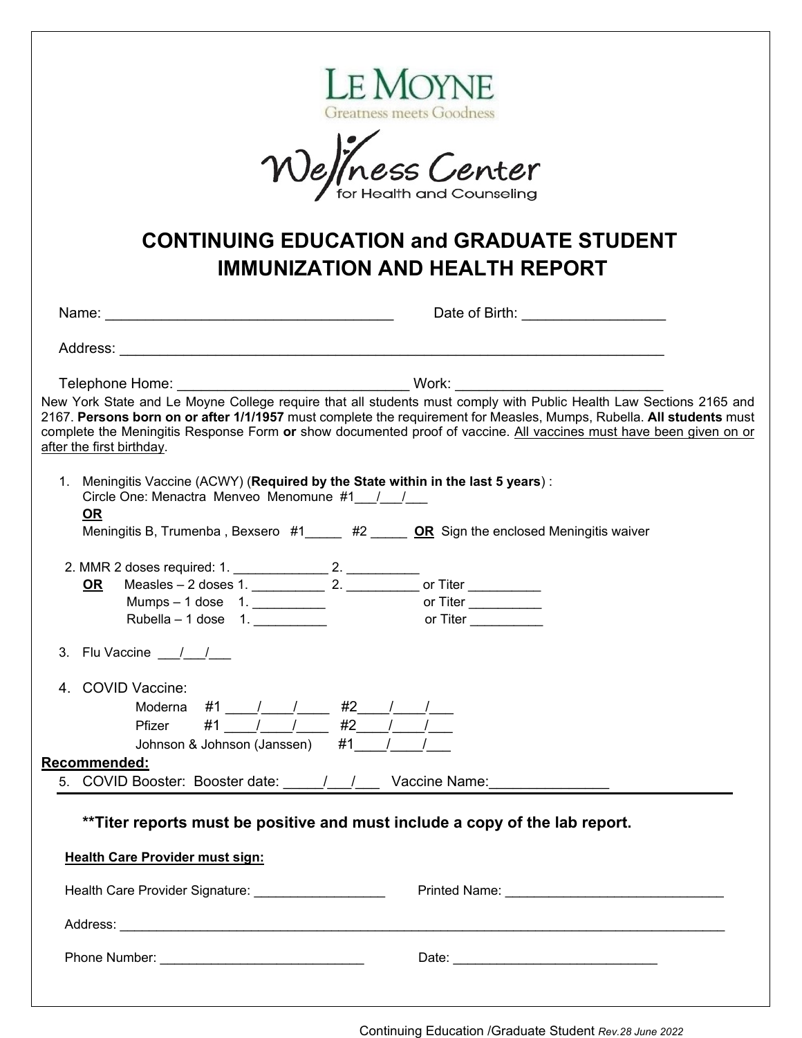LE MOYNE
Greatness meets Goodness

Wellness Center
for Health and Counseling

# CONTINUING EDUCATION and GRADUATE STUDENT IMMUNIZATION AND HEALTH REPORT

Name: ___________________________________ Date of Birth: _________________

Address: ______________________________________________________________________

Telephone Home: ____________________________ Work: _________________________

New York State and Le Moyne College require that all students must comply with Public Health Law Sections 2165 and 2167. **Persons born on or after 1/1/1957** must complete the requirement for Measles, Mumps, Rubella. **All students** must complete the Meningitis Response Form **or** show documented proof of vaccine. <u>All vaccines must have been given on or after the first birthday</u>.

1. Meningitis Vaccine (ACWY) (**Required by the State within in the last 5 years**) :
   Circle One: Menactra Menveo Menomune #1___/___/___
   **<u>OR</u>**
   Meningitis B, Trumenba , Bexsero #1_____ #2 _____ **<u>OR</u>** Sign the enclosed Meningitis waiver

2. MMR 2 doses required: 1. _____________ 2. __________
   **<u>OR</u>** Measles – 2 doses 1. __________ 2. __________ or Titer __________
   Mumps – 1 dose 1. __________ or Titer __________
   Rubella – 1 dose 1. __________ or Titer __________

3. Flu Vaccine ___/___/___

4. COVID Vaccine:
   Moderna #1 ____/____/____ #2____/____/___
   Pfizer #1 ____/____/____ #2____/____/___
   Johnson & Johnson (Janssen) #1____/____/___

**<u>Recommended:</u>**

5. COVID Booster: Booster date: _____/___/___ Vaccine Name:_______________

**\*\*Titer reports must be positive and must include a copy of the lab report.**

**<u>Health Care Provider must sign:</u>**

Health Care Provider Signature: __________________ Printed Name: ______________________________

Address: _____________________________________________________________________________________

Phone Number: ____________________________ Date: ____________________________

Continuing Education /Graduate Student *Rev.28 June 2022*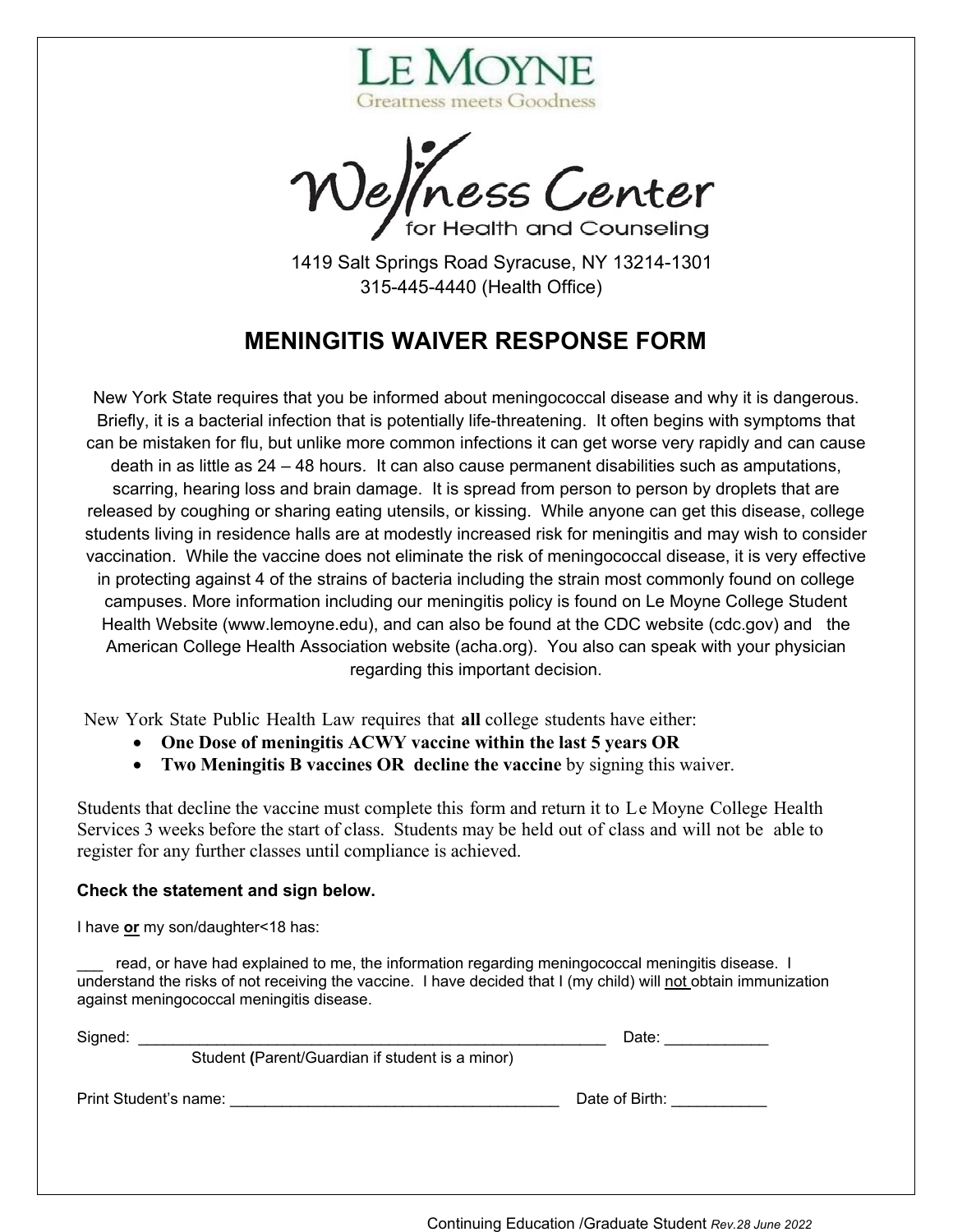LE MOYNE

Greatness meets Goodness

Wellness Center

for Health and Counseling

1419 Salt Springs Road Syracuse, NY 13214-1301

315-445-4440 (Health Office)

# MENINGITIS WAIVER RESPONSE FORM

New York State requires that you be informed about meningococcal disease and why it is dangerous. Briefly, it is a bacterial infection that is potentially life-threatening. It often begins with symptoms that can be mistaken for flu, but unlike more common infections it can get worse very rapidly and can cause death in as little as 24 – 48 hours. It can also cause permanent disabilities such as amputations, scarring, hearing loss and brain damage. It is spread from person to person by droplets that are released by coughing or sharing eating utensils, or kissing. While anyone can get this disease, college students living in residence halls are at modestly increased risk for meningitis and may wish to consider vaccination. While the vaccine does not eliminate the risk of meningococcal disease, it is very effective in protecting against 4 of the strains of bacteria including the strain most commonly found on college campuses. More information including our meningitis policy is found on Le Moyne College Student Health Website (www.lemoyne.edu), and can also be found at the CDC website (cdc.gov) and the American College Health Association website (acha.org). You also can speak with your physician regarding this important decision.

New York State Public Health Law requires that **all** college students have either:

- **One Dose of meningitis ACWY vaccine within the last 5 years OR**
- **Two Meningitis B vaccines OR decline the vaccine** by signing this waiver.

Students that decline the vaccine must complete this form and return it to Le Moyne College Health Services 3 weeks before the start of class. Students may be held out of class and will not be able to register for any further classes until compliance is achieved.

**Check the statement and sign below.**

I have **or** my son/daughter<18 has:

___ read, or have had explained to me, the information regarding meningococcal meningitis disease. I understand the risks of not receiving the vaccine. I have decided that I (my child) will not obtain immunization against meningococcal meningitis disease.

Signed: ________________________________________________________ Date: ____________

Student (Parent/Guardian if student is a minor)

Print Student's name: ________________________________________ Date of Birth: ___________

Continuing Education /Graduate Student *Rev.28 June 2022*